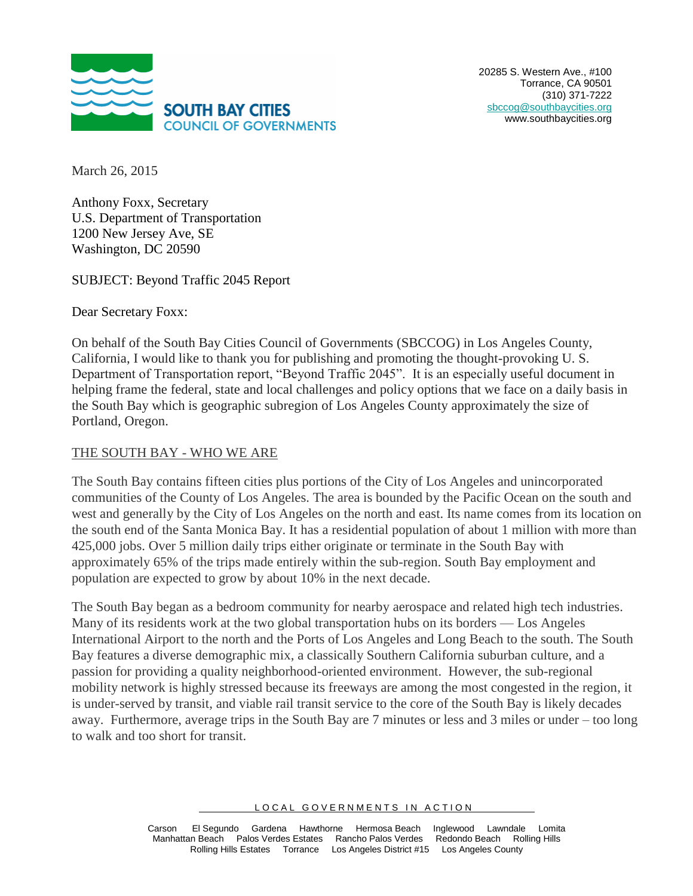**SOUTH BAY CITIES**
**COUNCIL OF GOVERNMENTS**

20285 S. Western Ave., #100
Torrance, CA 90501
(310) 371-7222
sbccog@southbaycities.org
www.southbaycities.org

March 26, 2015

Anthony Foxx, Secretary
U.S. Department of Transportation
1200 New Jersey Ave, SE
Washington, DC 20590

SUBJECT: Beyond Traffic 2045 Report

Dear Secretary Foxx:

On behalf of the South Bay Cities Council of Governments (SBCCOG) in Los Angeles County, California, I would like to thank you for publishing and promoting the thought-provoking U. S. Department of Transportation report, "Beyond Traffic 2045". It is an especially useful document in helping frame the federal, state and local challenges and policy options that we face on a daily basis in the South Bay which is geographic subregion of Los Angeles County approximately the size of Portland, Oregon.

## THE SOUTH BAY - WHO WE ARE

The South Bay contains fifteen cities plus portions of the City of Los Angeles and unincorporated communities of the County of Los Angeles. The area is bounded by the Pacific Ocean on the south and west and generally by the City of Los Angeles on the north and east. Its name comes from its location on the south end of the Santa Monica Bay. It has a residential population of about 1 million with more than 425,000 jobs. Over 5 million daily trips either originate or terminate in the South Bay with approximately 65% of the trips made entirely within the sub-region. South Bay employment and population are expected to grow by about 10% in the next decade.

The South Bay began as a bedroom community for nearby aerospace and related high tech industries. Many of its residents work at the two global transportation hubs on its borders — Los Angeles International Airport to the north and the Ports of Los Angeles and Long Beach to the south. The South Bay features a diverse demographic mix, a classically Southern California suburban culture, and a passion for providing a quality neighborhood-oriented environment. However, the sub-regional mobility network is highly stressed because its freeways are among the most congested in the region, it is under-served by transit, and viable rail transit service to the core of the South Bay is likely decades away. Furthermore, average trips in the South Bay are 7 minutes or less and 3 miles or under – too long to walk and too short for transit.

LOCAL GOVERNMENTS IN ACTION

Carson El Segundo Gardena Hawthorne Hermosa Beach Inglewood Lawndale Lomita
Manhattan Beach Palos Verdes Estates Rancho Palos Verdes Redondo Beach Rolling Hills
Rolling Hills Estates Torrance Los Angeles District #15 Los Angeles County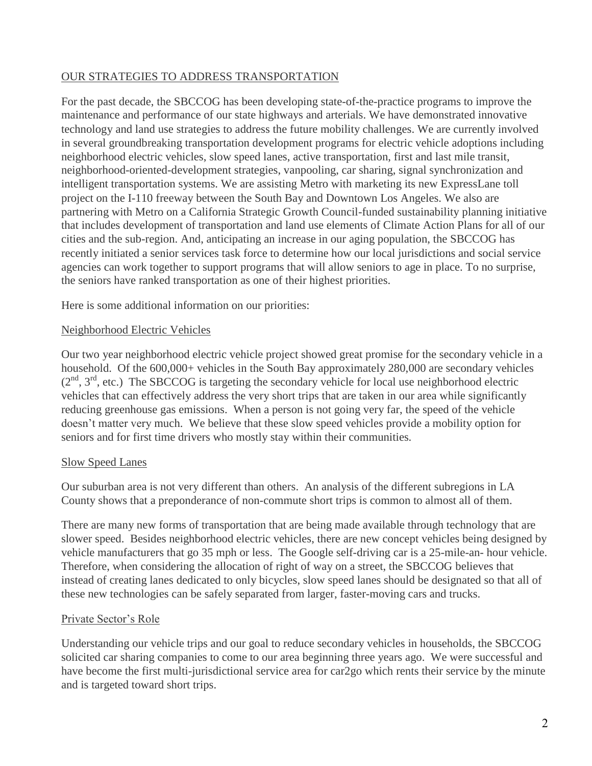## OUR STRATEGIES TO ADDRESS TRANSPORTATION

For the past decade, the SBCCOG has been developing state-of-the-practice programs to improve the maintenance and performance of our state highways and arterials. We have demonstrated innovative technology and land use strategies to address the future mobility challenges. We are currently involved in several groundbreaking transportation development programs for electric vehicle adoptions including neighborhood electric vehicles, slow speed lanes, active transportation, first and last mile transit, neighborhood-oriented-development strategies, vanpooling, car sharing, signal synchronization and intelligent transportation systems. We are assisting Metro with marketing its new ExpressLane toll project on the I-110 freeway between the South Bay and Downtown Los Angeles. We also are partnering with Metro on a California Strategic Growth Council-funded sustainability planning initiative that includes development of transportation and land use elements of Climate Action Plans for all of our cities and the sub-region. And, anticipating an increase in our aging population, the SBCCOG has recently initiated a senior services task force to determine how our local jurisdictions and social service agencies can work together to support programs that will allow seniors to age in place. To no surprise, the seniors have ranked transportation as one of their highest priorities.

Here is some additional information on our priorities:

### Neighborhood Electric Vehicles

Our two year neighborhood electric vehicle project showed great promise for the secondary vehicle in a household. Of the 600,000+ vehicles in the South Bay approximately 280,000 are secondary vehicles (2nd, 3rd, etc.) The SBCCOG is targeting the secondary vehicle for local use neighborhood electric vehicles that can effectively address the very short trips that are taken in our area while significantly reducing greenhouse gas emissions. When a person is not going very far, the speed of the vehicle doesn't matter very much. We believe that these slow speed vehicles provide a mobility option for seniors and for first time drivers who mostly stay within their communities.

### Slow Speed Lanes

Our suburban area is not very different than others. An analysis of the different subregions in LA County shows that a preponderance of non-commute short trips is common to almost all of them.

There are many new forms of transportation that are being made available through technology that are slower speed. Besides neighborhood electric vehicles, there are new concept vehicles being designed by vehicle manufacturers that go 35 mph or less. The Google self-driving car is a 25-mile-an- hour vehicle. Therefore, when considering the allocation of right of way on a street, the SBCCOG believes that instead of creating lanes dedicated to only bicycles, slow speed lanes should be designated so that all of these new technologies can be safely separated from larger, faster-moving cars and trucks.

### Private Sector's Role

Understanding our vehicle trips and our goal to reduce secondary vehicles in households, the SBCCOG solicited car sharing companies to come to our area beginning three years ago. We were successful and have become the first multi-jurisdictional service area for car2go which rents their service by the minute and is targeted toward short trips.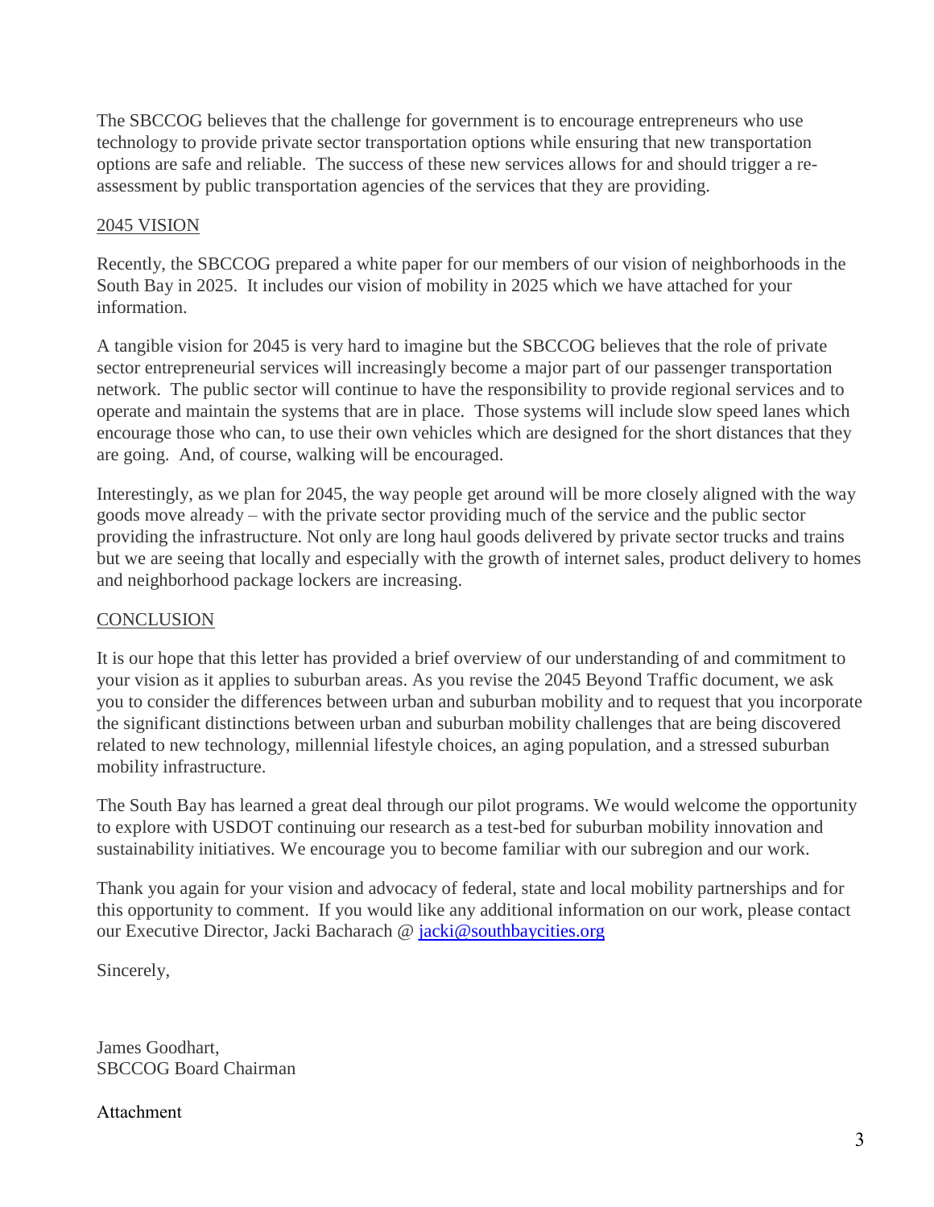The SBCCOG believes that the challenge for government is to encourage entrepreneurs who use technology to provide private sector transportation options while ensuring that new transportation options are safe and reliable. The success of these new services allows for and should trigger a re-assessment by public transportation agencies of the services that they are providing.

## 2045 VISION

Recently, the SBCCOG prepared a white paper for our members of our vision of neighborhoods in the South Bay in 2025. It includes our vision of mobility in 2025 which we have attached for your information.

A tangible vision for 2045 is very hard to imagine but the SBCCOG believes that the role of private sector entrepreneurial services will increasingly become a major part of our passenger transportation network. The public sector will continue to have the responsibility to provide regional services and to operate and maintain the systems that are in place. Those systems will include slow speed lanes which encourage those who can, to use their own vehicles which are designed for the short distances that they are going. And, of course, walking will be encouraged.

Interestingly, as we plan for 2045, the way people get around will be more closely aligned with the way goods move already – with the private sector providing much of the service and the public sector providing the infrastructure. Not only are long haul goods delivered by private sector trucks and trains but we are seeing that locally and especially with the growth of internet sales, product delivery to homes and neighborhood package lockers are increasing.

## CONCLUSION

It is our hope that this letter has provided a brief overview of our understanding of and commitment to your vision as it applies to suburban areas. As you revise the 2045 Beyond Traffic document, we ask you to consider the differences between urban and suburban mobility and to request that you incorporate the significant distinctions between urban and suburban mobility challenges that are being discovered related to new technology, millennial lifestyle choices, an aging population, and a stressed suburban mobility infrastructure.

The South Bay has learned a great deal through our pilot programs. We would welcome the opportunity to explore with USDOT continuing our research as a test-bed for suburban mobility innovation and sustainability initiatives. We encourage you to become familiar with our subregion and our work.

Thank you again for your vision and advocacy of federal, state and local mobility partnerships and for this opportunity to comment. If you would like any additional information on our work, please contact our Executive Director, Jacki Bacharach @ jacki@southbaycities.org

Sincerely,

James Goodhart,
SBCCOG Board Chairman

Attachment